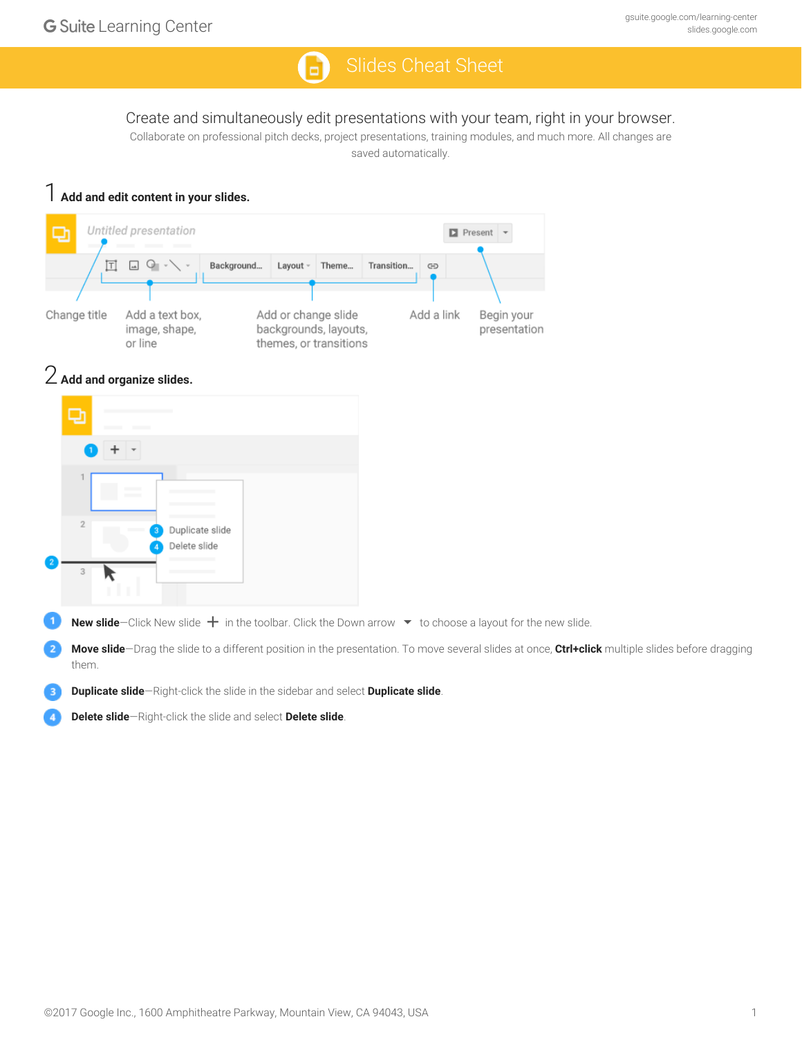G Suite Learning Center

gsuite.google.com/learning-center
slides.google.com

# Slides Cheat Sheet

Create and simultaneously edit presentations with your team, right in your browser.

Collaborate on professional pitch decks, project presentations, training modules, and much more. All changes are saved automatically.

## 1 Add and edit content in your slides.

Change title

Add a text box, image, shape, or line

Add or change slide backgrounds, layouts, themes, or transitions

Add a link

Begin your presentation

## 2 Add and organize slides.

1. **New slide**—Click New slide + in the toolbar. Click the Down arrow ▾ to choose a layout for the new slide.
2. **Move slide**—Drag the slide to a different position in the presentation. To move several slides at once, **Ctrl+click** multiple slides before dragging them.
3. **Duplicate slide**—Right-click the slide in the sidebar and select **Duplicate slide**.
4. **Delete slide**—Right-click the slide and select **Delete slide**.

©2017 Google Inc., 1600 Amphitheatre Parkway, Mountain View, CA 94043, USA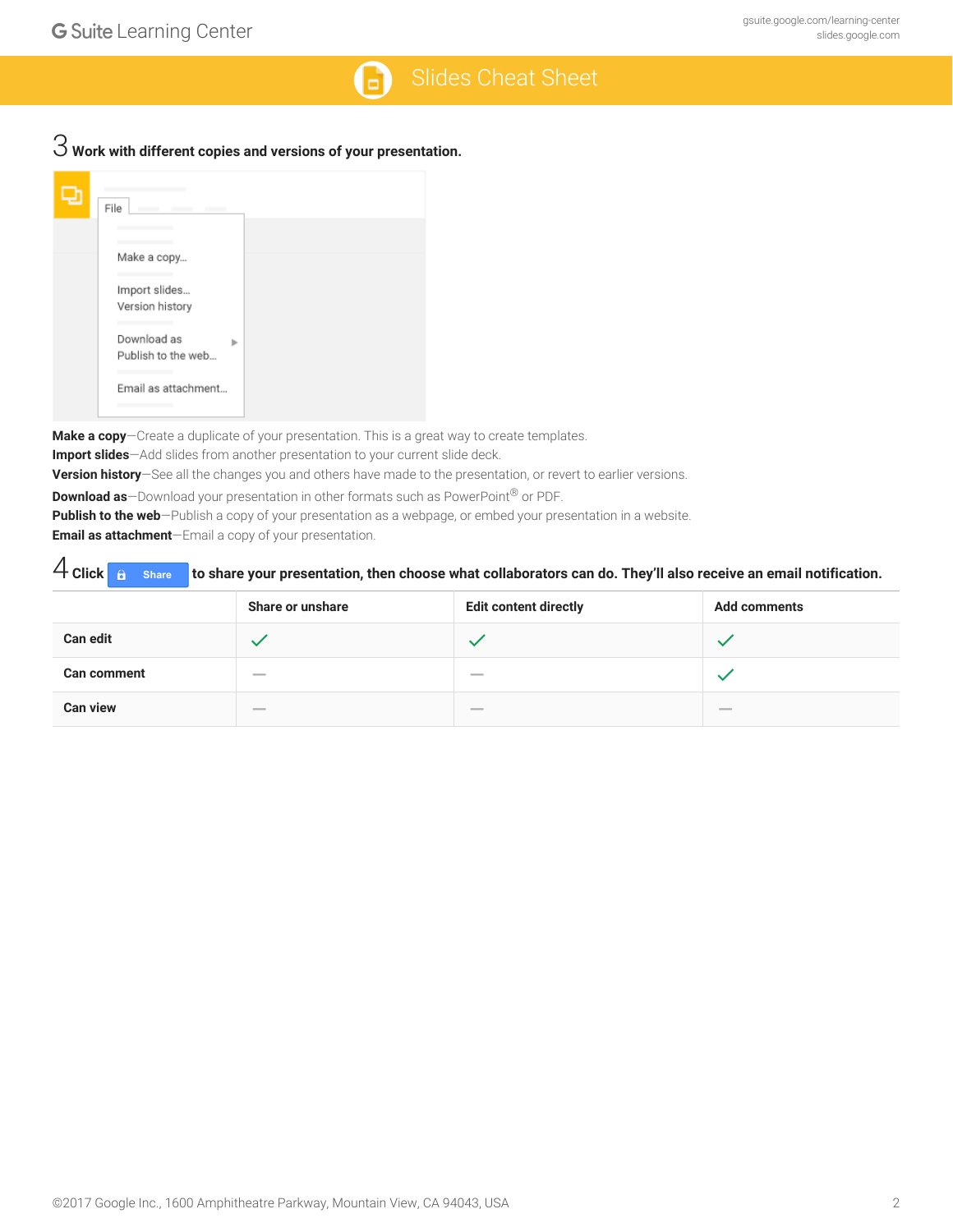## 3 Work with different copies and versions of your presentation.

**Make a copy**—Create a duplicate of your presentation. This is a great way to create templates.
**Import slides**—Add slides from another presentation to your current slide deck.
**Version history**—See all the changes you and others have made to the presentation, or revert to earlier versions.
**Download as**—Download your presentation in other formats such as PowerPoint® or PDF.
**Publish to the web**—Publish a copy of your presentation as a webpage, or embed your presentation in a website.
**Email as attachment**—Email a copy of your presentation.

## 4 Click Share to share your presentation, then choose what collaborators can do. They'll also receive an email notification.

| | Share or unshare | Edit content directly | Add comments |
|---|---|---|---|
| **Can edit** | ✓ | ✓ | ✓ |
| **Can comment** | — | — | ✓ |
| **Can view** | — | — | — |

©2017 Google Inc., 1600 Amphitheatre Parkway, Mountain View, CA 94043, USA